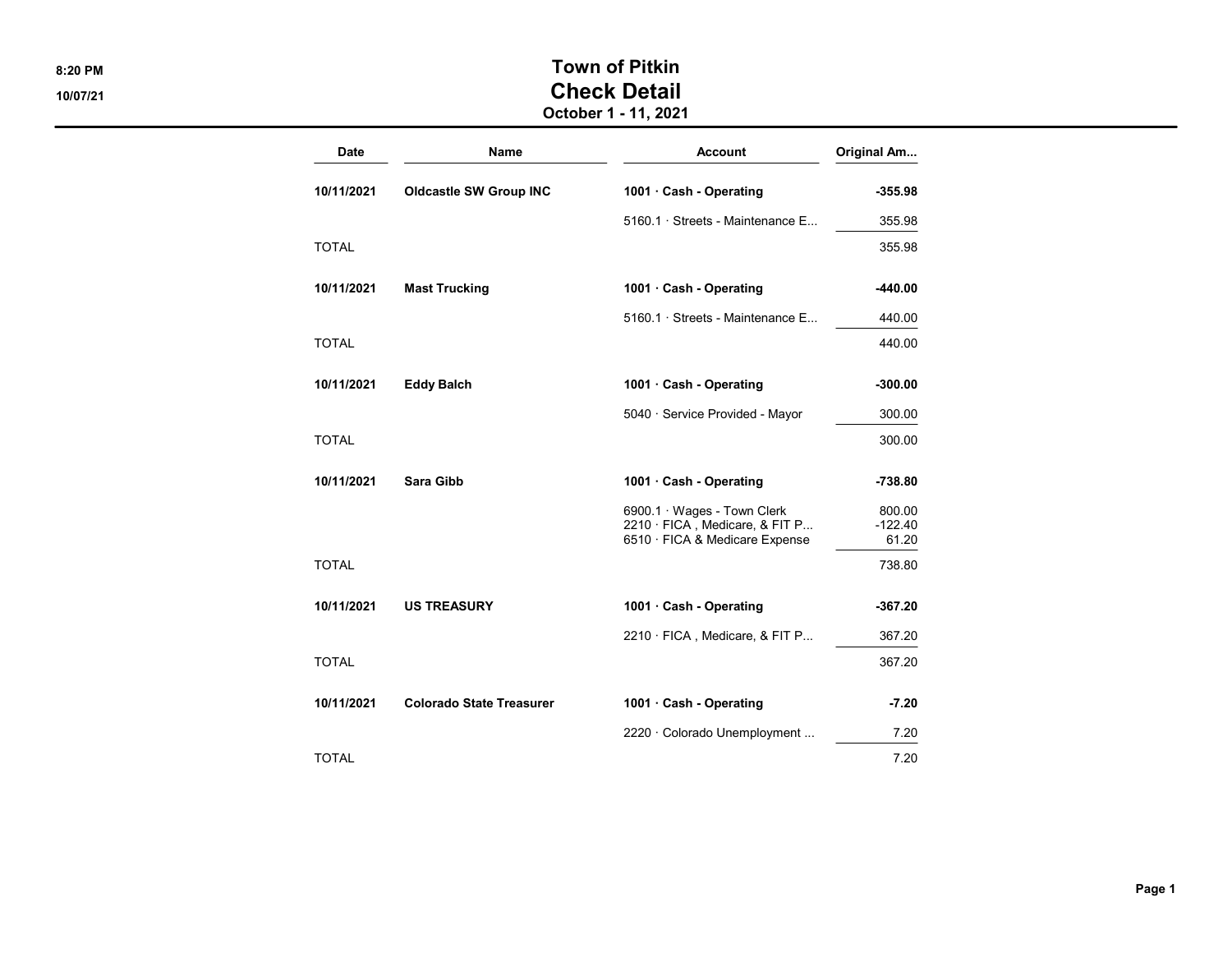# Town of Pitkin
## Check Detail
### October 1 - 11, 2021

| Date | Name | Account | Original Am... |
|---|---|---|---|
| **10/11/2021** | **Oldcastle SW Group INC** | **1001 · Cash - Operating** | **-355.98** |
| | | 5160.1 · Streets - Maintenance E... | 355.98 |
| TOTAL | | | 355.98 |
| **10/11/2021** | **Mast Trucking** | **1001 · Cash - Operating** | **-440.00** |
| | | 5160.1 · Streets - Maintenance E... | 440.00 |
| TOTAL | | | 440.00 |
| **10/11/2021** | **Eddy Balch** | **1001 · Cash - Operating** | **-300.00** |
| | | 5040 · Service Provided - Mayor | 300.00 |
| TOTAL | | | 300.00 |
| **10/11/2021** | **Sara Gibb** | **1001 · Cash - Operating** | **-738.80** |
| | | 6900.1 · Wages - Town Clerk | 800.00 |
| | | 2210 · FICA , Medicare, & FIT P... | -122.40 |
| | | 6510 · FICA & Medicare Expense | 61.20 |
| TOTAL | | | 738.80 |
| **10/11/2021** | **US TREASURY** | **1001 · Cash - Operating** | **-367.20** |
| | | 2210 · FICA , Medicare, & FIT P... | 367.20 |
| TOTAL | | | 367.20 |
| **10/11/2021** | **Colorado State Treasurer** | **1001 · Cash - Operating** | **-7.20** |
| | | 2220 · Colorado Unemployment ... | 7.20 |
| TOTAL | | | 7.20 |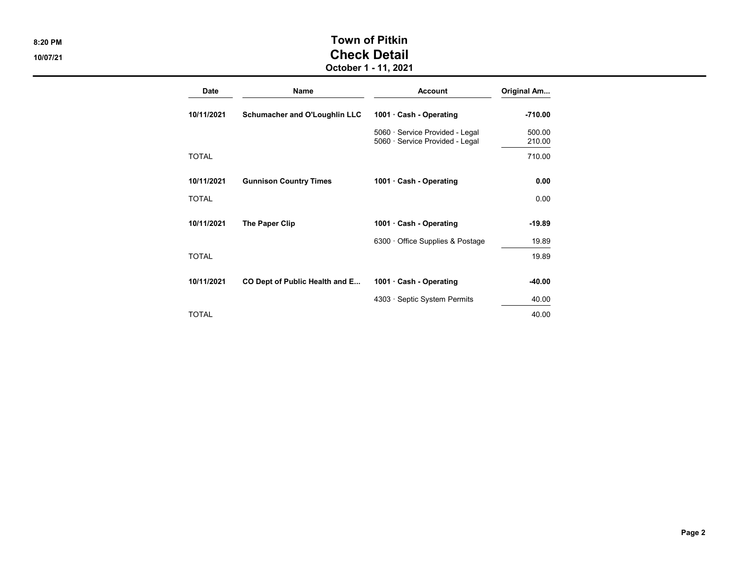# Town of Pitkin
## Check Detail
### October 1 - 11, 2021

| Date | Name | Account | Original Am... |
|---|---|---|---|
| **10/11/2021** | **Schumacher and O'Loughlin LLC** | **1001 · Cash - Operating** | **-710.00** |
| | | 5060 · Service Provided - Legal | 500.00 |
| | | 5060 · Service Provided - Legal | 210.00 |
| TOTAL | | | 710.00 |
| **10/11/2021** | **Gunnison Country Times** | **1001 · Cash - Operating** | **0.00** |
| TOTAL | | | 0.00 |
| **10/11/2021** | **The Paper Clip** | **1001 · Cash - Operating** | **-19.89** |
| | | 6300 · Office Supplies & Postage | 19.89 |
| TOTAL | | | 19.89 |
| **10/11/2021** | **CO Dept of Public Health and E...** | **1001 · Cash - Operating** | **-40.00** |
| | | 4303 · Septic System Permits | 40.00 |
| TOTAL | | | 40.00 |